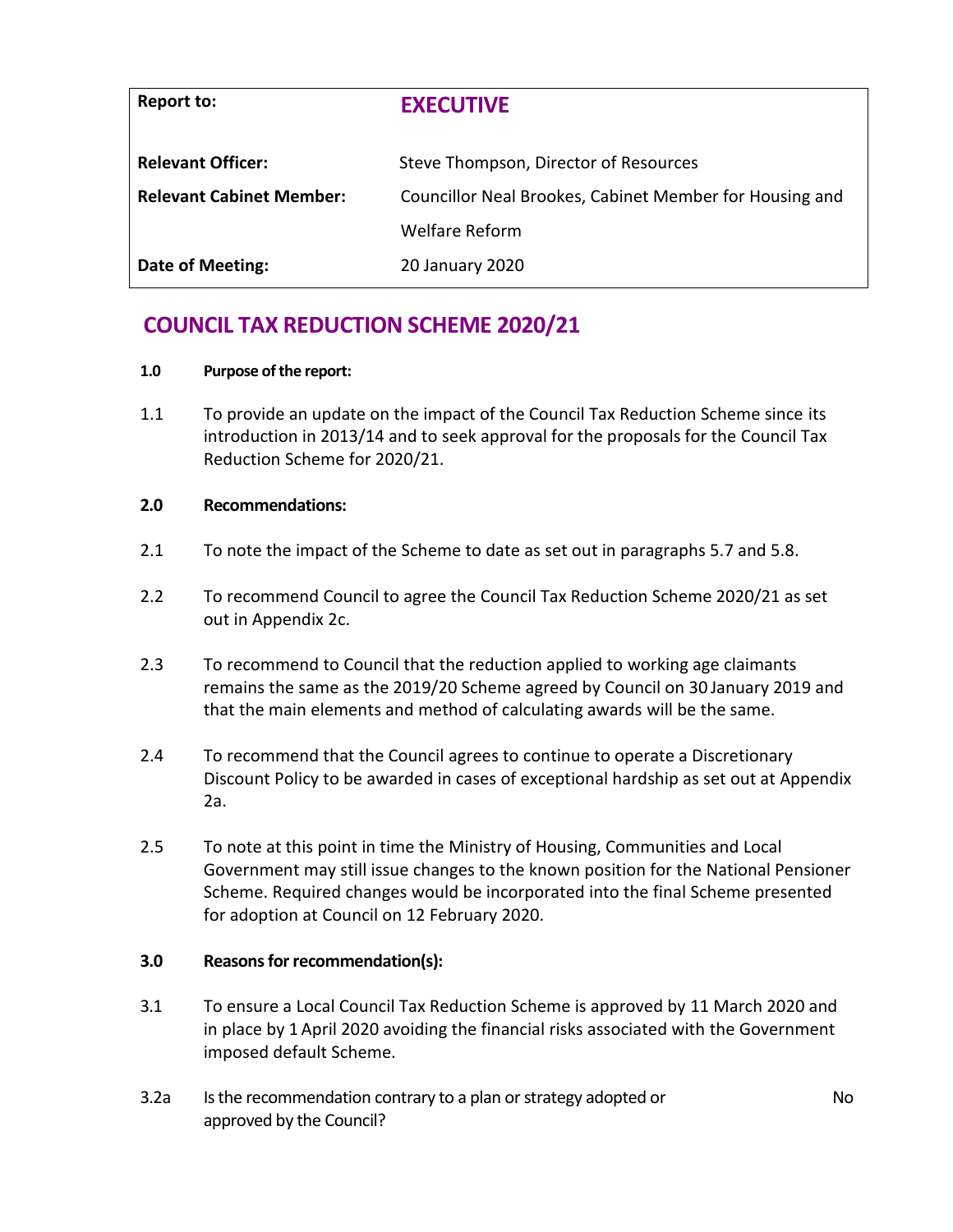| Report to: | **EXECUTIVE** |
| --- | --- |
| **Relevant Officer:** | Steve Thompson, Director of Resources |
| **Relevant Cabinet Member:** | Councillor Neal Brookes, Cabinet Member for Housing and Welfare Reform |
| **Date of Meeting:** | 20 January 2020 |

# COUNCIL TAX REDUCTION SCHEME 2020/21

**1.0 Purpose of the report:**

1.1 To provide an update on the impact of the Council Tax Reduction Scheme since its introduction in 2013/14 and to seek approval for the proposals for the Council Tax Reduction Scheme for 2020/21.

**2.0 Recommendations:**

2.1 To note the impact of the Scheme to date as set out in paragraphs 5.7 and 5.8.

2.2 To recommend Council to agree the Council Tax Reduction Scheme 2020/21 as set out in Appendix 2c.

2.3 To recommend to Council that the reduction applied to working age claimants remains the same as the 2019/20 Scheme agreed by Council on 30 January 2019 and that the main elements and method of calculating awards will be the same.

2.4 To recommend that the Council agrees to continue to operate a Discretionary Discount Policy to be awarded in cases of exceptional hardship as set out at Appendix 2a.

2.5 To note at this point in time the Ministry of Housing, Communities and Local Government may still issue changes to the known position for the National Pensioner Scheme. Required changes would be incorporated into the final Scheme presented for adoption at Council on 12 February 2020.

**3.0 Reasons for recommendation(s):**

3.1 To ensure a Local Council Tax Reduction Scheme is approved by 11 March 2020 and in place by 1 April 2020 avoiding the financial risks associated with the Government imposed default Scheme.

3.2a Is the recommendation contrary to a plan or strategy adopted or approved by the Council? No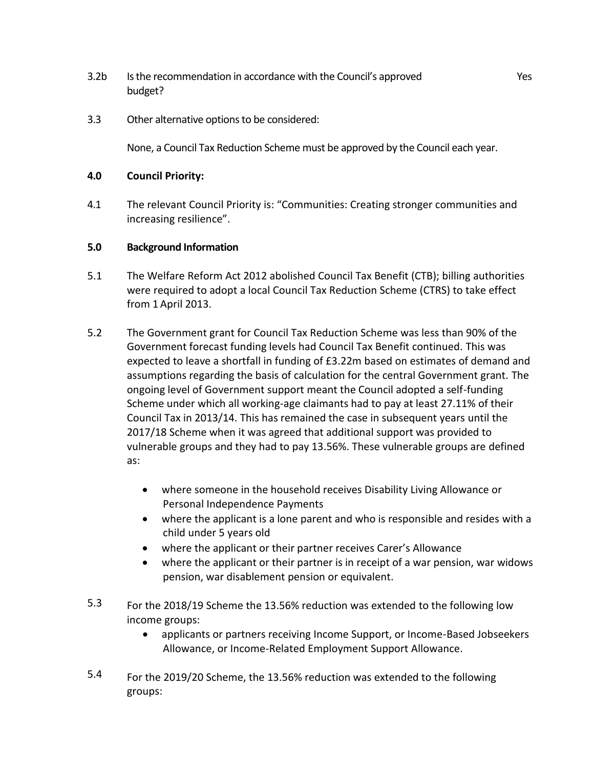3.2b Is the recommendation in accordance with the Council's approved budget? Yes

3.3 Other alternative options to be considered:

None, a Council Tax Reduction Scheme must be approved by the Council each year.

**4.0 Council Priority:**

4.1 The relevant Council Priority is: "Communities: Creating stronger communities and increasing resilience".

**5.0 Background Information**

5.1 The Welfare Reform Act 2012 abolished Council Tax Benefit (CTB); billing authorities were required to adopt a local Council Tax Reduction Scheme (CTRS) to take effect from 1 April 2013.

5.2 The Government grant for Council Tax Reduction Scheme was less than 90% of the Government forecast funding levels had Council Tax Benefit continued. This was expected to leave a shortfall in funding of £3.22m based on estimates of demand and assumptions regarding the basis of calculation for the central Government grant. The ongoing level of Government support meant the Council adopted a self-funding Scheme under which all working-age claimants had to pay at least 27.11% of their Council Tax in 2013/14. This has remained the case in subsequent years until the 2017/18 Scheme when it was agreed that additional support was provided to vulnerable groups and they had to pay 13.56%. These vulnerable groups are defined as:

- where someone in the household receives Disability Living Allowance or Personal Independence Payments
- where the applicant is a lone parent and who is responsible and resides with a child under 5 years old
- where the applicant or their partner receives Carer's Allowance
- where the applicant or their partner is in receipt of a war pension, war widows pension, war disablement pension or equivalent.

5.3 For the 2018/19 Scheme the 13.56% reduction was extended to the following low income groups:

- applicants or partners receiving Income Support, or Income-Based Jobseekers Allowance, or Income-Related Employment Support Allowance.

5.4 For the 2019/20 Scheme, the 13.56% reduction was extended to the following groups: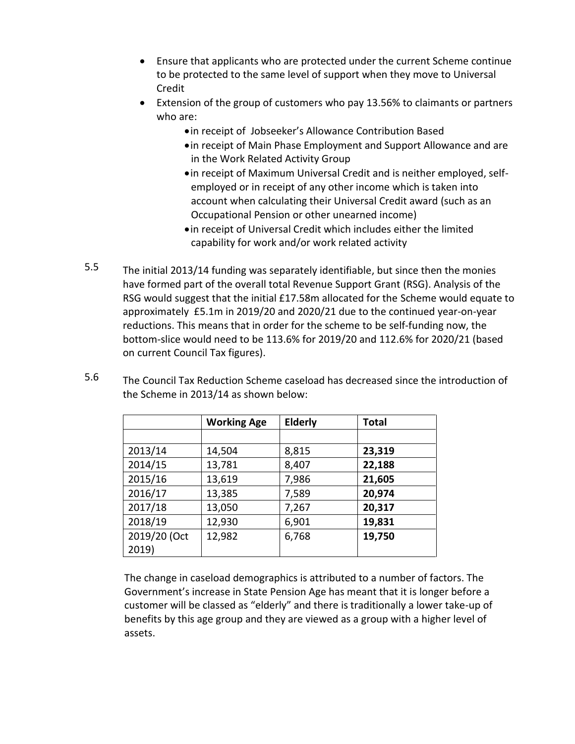- Ensure that applicants who are protected under the current Scheme continue to be protected to the same level of support when they move to Universal Credit
- Extension of the group of customers who pay 13.56% to claimants or partners who are:
  - in receipt of Jobseeker's Allowance Contribution Based
  - in receipt of Main Phase Employment and Support Allowance and are in the Work Related Activity Group
  - in receipt of Maximum Universal Credit and is neither employed, self-employed or in receipt of any other income which is taken into account when calculating their Universal Credit award (such as an Occupational Pension or other unearned income)
  - in receipt of Universal Credit which includes either the limited capability for work and/or work related activity

5.5 The initial 2013/14 funding was separately identifiable, but since then the monies have formed part of the overall total Revenue Support Grant (RSG). Analysis of the RSG would suggest that the initial £17.58m allocated for the Scheme would equate to approximately £5.1m in 2019/20 and 2020/21 due to the continued year-on-year reductions. This means that in order for the scheme to be self-funding now, the bottom-slice would need to be 113.6% for 2019/20 and 112.6% for 2020/21 (based on current Council Tax figures).

5.6 The Council Tax Reduction Scheme caseload has decreased since the introduction of the Scheme in 2013/14 as shown below:

| | Working Age | Elderly | Total |
|---|---|---|---|
| | | | |
| 2013/14 | 14,504 | 8,815 | **23,319** |
| 2014/15 | 13,781 | 8,407 | **22,188** |
| 2015/16 | 13,619 | 7,986 | **21,605** |
| 2016/17 | 13,385 | 7,589 | **20,974** |
| 2017/18 | 13,050 | 7,267 | **20,317** |
| 2018/19 | 12,930 | 6,901 | **19,831** |
| 2019/20 (Oct 2019) | 12,982 | 6,768 | **19,750** |

The change in caseload demographics is attributed to a number of factors. The Government's increase in State Pension Age has meant that it is longer before a customer will be classed as "elderly" and there is traditionally a lower take-up of benefits by this age group and they are viewed as a group with a higher level of assets.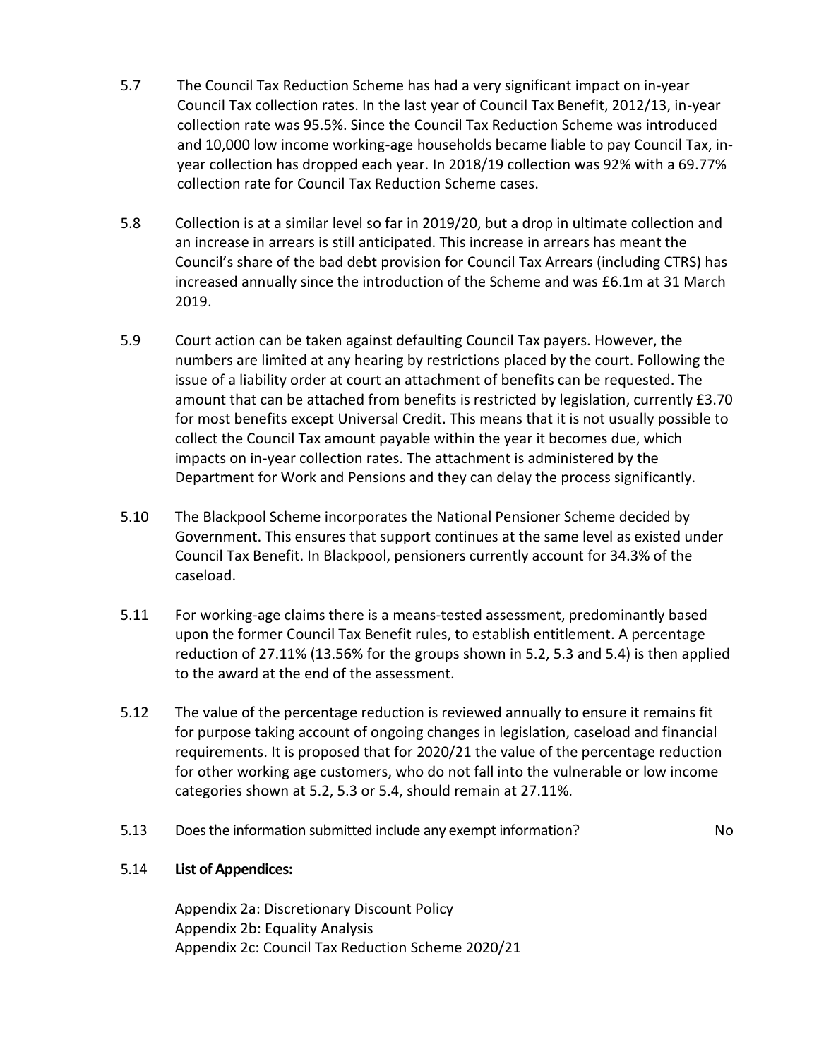5.7 The Council Tax Reduction Scheme has had a very significant impact on in-year Council Tax collection rates. In the last year of Council Tax Benefit, 2012/13, in-year collection rate was 95.5%. Since the Council Tax Reduction Scheme was introduced and 10,000 low income working-age households became liable to pay Council Tax, in-year collection has dropped each year. In 2018/19 collection was 92% with a 69.77% collection rate for Council Tax Reduction Scheme cases.

5.8 Collection is at a similar level so far in 2019/20, but a drop in ultimate collection and an increase in arrears is still anticipated. This increase in arrears has meant the Council's share of the bad debt provision for Council Tax Arrears (including CTRS) has increased annually since the introduction of the Scheme and was £6.1m at 31 March 2019.

5.9 Court action can be taken against defaulting Council Tax payers. However, the numbers are limited at any hearing by restrictions placed by the court. Following the issue of a liability order at court an attachment of benefits can be requested. The amount that can be attached from benefits is restricted by legislation, currently £3.70 for most benefits except Universal Credit. This means that it is not usually possible to collect the Council Tax amount payable within the year it becomes due, which impacts on in-year collection rates. The attachment is administered by the Department for Work and Pensions and they can delay the process significantly.

5.10 The Blackpool Scheme incorporates the National Pensioner Scheme decided by Government. This ensures that support continues at the same level as existed under Council Tax Benefit. In Blackpool, pensioners currently account for 34.3% of the caseload.

5.11 For working-age claims there is a means-tested assessment, predominantly based upon the former Council Tax Benefit rules, to establish entitlement. A percentage reduction of 27.11% (13.56% for the groups shown in 5.2, 5.3 and 5.4) is then applied to the award at the end of the assessment.

5.12 The value of the percentage reduction is reviewed annually to ensure it remains fit for purpose taking account of ongoing changes in legislation, caseload and financial requirements. It is proposed that for 2020/21 the value of the percentage reduction for other working age customers, who do not fall into the vulnerable or low income categories shown at 5.2, 5.3 or 5.4, should remain at 27.11%.

5.13 Does the information submitted include any exempt information? No

5.14 **List of Appendices:**

Appendix 2a: Discretionary Discount Policy
Appendix 2b: Equality Analysis
Appendix 2c: Council Tax Reduction Scheme 2020/21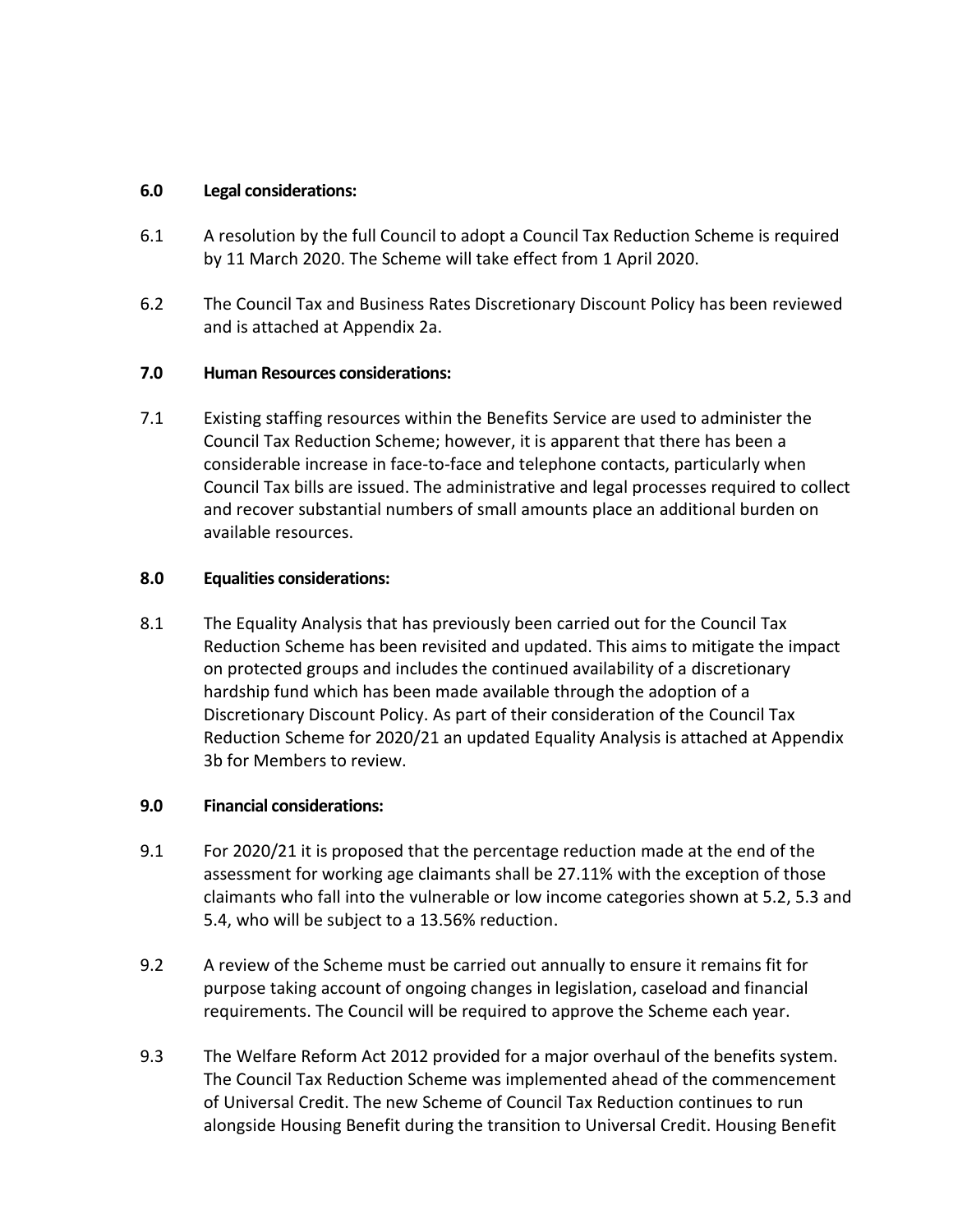## 6.0 Legal considerations:

6.1 A resolution by the full Council to adopt a Council Tax Reduction Scheme is required by 11 March 2020. The Scheme will take effect from 1 April 2020.

6.2 The Council Tax and Business Rates Discretionary Discount Policy has been reviewed and is attached at Appendix 2a.

## 7.0 Human Resources considerations:

7.1 Existing staffing resources within the Benefits Service are used to administer the Council Tax Reduction Scheme; however, it is apparent that there has been a considerable increase in face-to-face and telephone contacts, particularly when Council Tax bills are issued. The administrative and legal processes required to collect and recover substantial numbers of small amounts place an additional burden on available resources.

## 8.0 Equalities considerations:

8.1 The Equality Analysis that has previously been carried out for the Council Tax Reduction Scheme has been revisited and updated. This aims to mitigate the impact on protected groups and includes the continued availability of a discretionary hardship fund which has been made available through the adoption of a Discretionary Discount Policy. As part of their consideration of the Council Tax Reduction Scheme for 2020/21 an updated Equality Analysis is attached at Appendix 3b for Members to review.

## 9.0 Financial considerations:

9.1 For 2020/21 it is proposed that the percentage reduction made at the end of the assessment for working age claimants shall be 27.11% with the exception of those claimants who fall into the vulnerable or low income categories shown at 5.2, 5.3 and 5.4, who will be subject to a 13.56% reduction.

9.2 A review of the Scheme must be carried out annually to ensure it remains fit for purpose taking account of ongoing changes in legislation, caseload and financial requirements. The Council will be required to approve the Scheme each year.

9.3 The Welfare Reform Act 2012 provided for a major overhaul of the benefits system. The Council Tax Reduction Scheme was implemented ahead of the commencement of Universal Credit. The new Scheme of Council Tax Reduction continues to run alongside Housing Benefit during the transition to Universal Credit. Housing Benefit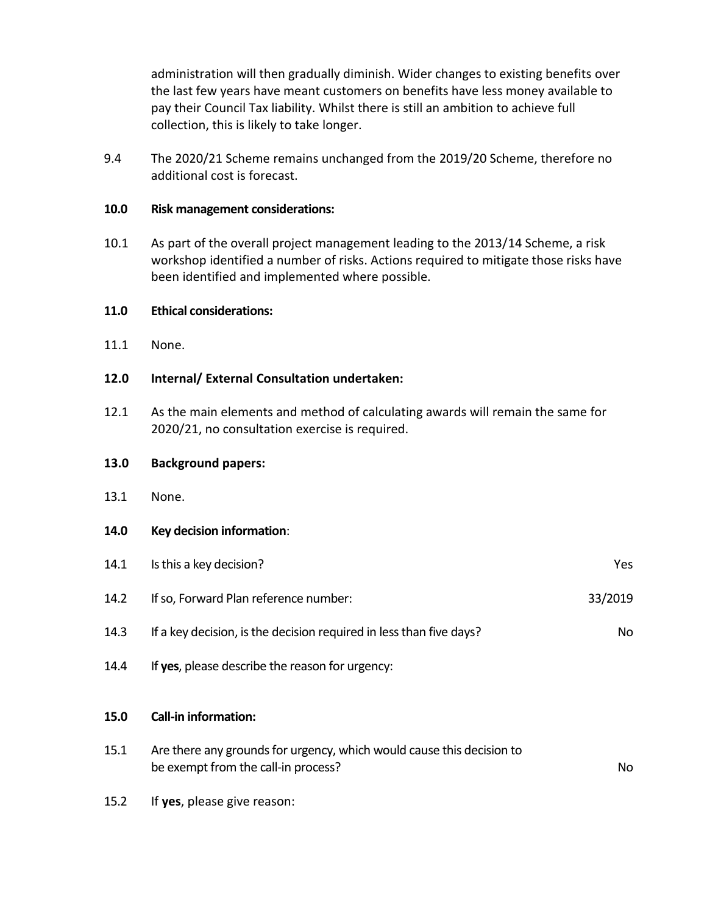administration will then gradually diminish. Wider changes to existing benefits over the last few years have meant customers on benefits have less money available to pay their Council Tax liability. Whilst there is still an ambition to achieve full collection, this is likely to take longer.

9.4 The 2020/21 Scheme remains unchanged from the 2019/20 Scheme, therefore no additional cost is forecast.

**10.0 Risk management considerations:**

10.1 As part of the overall project management leading to the 2013/14 Scheme, a risk workshop identified a number of risks. Actions required to mitigate those risks have been identified and implemented where possible.

**11.0 Ethical considerations:**

11.1 None.

**12.0 Internal/ External Consultation undertaken:**

12.1 As the main elements and method of calculating awards will remain the same for 2020/21, no consultation exercise is required.

**13.0 Background papers:**

13.1 None.

**14.0 Key decision information**:

| | | |
|---|---|---|
| 14.1 | Is this a key decision? | Yes |
| 14.2 | If so, Forward Plan reference number: | 33/2019 |
| 14.3 | If a key decision, is the decision required in less than five days? | No |
| 14.4 | If **yes**, please describe the reason for urgency: | |

**15.0 Call-in information:**

| | | |
|---|---|---|
| 15.1 | Are there any grounds for urgency, which would cause this decision to be exempt from the call-in process? | No |
| 15.2 | If **yes**, please give reason: | |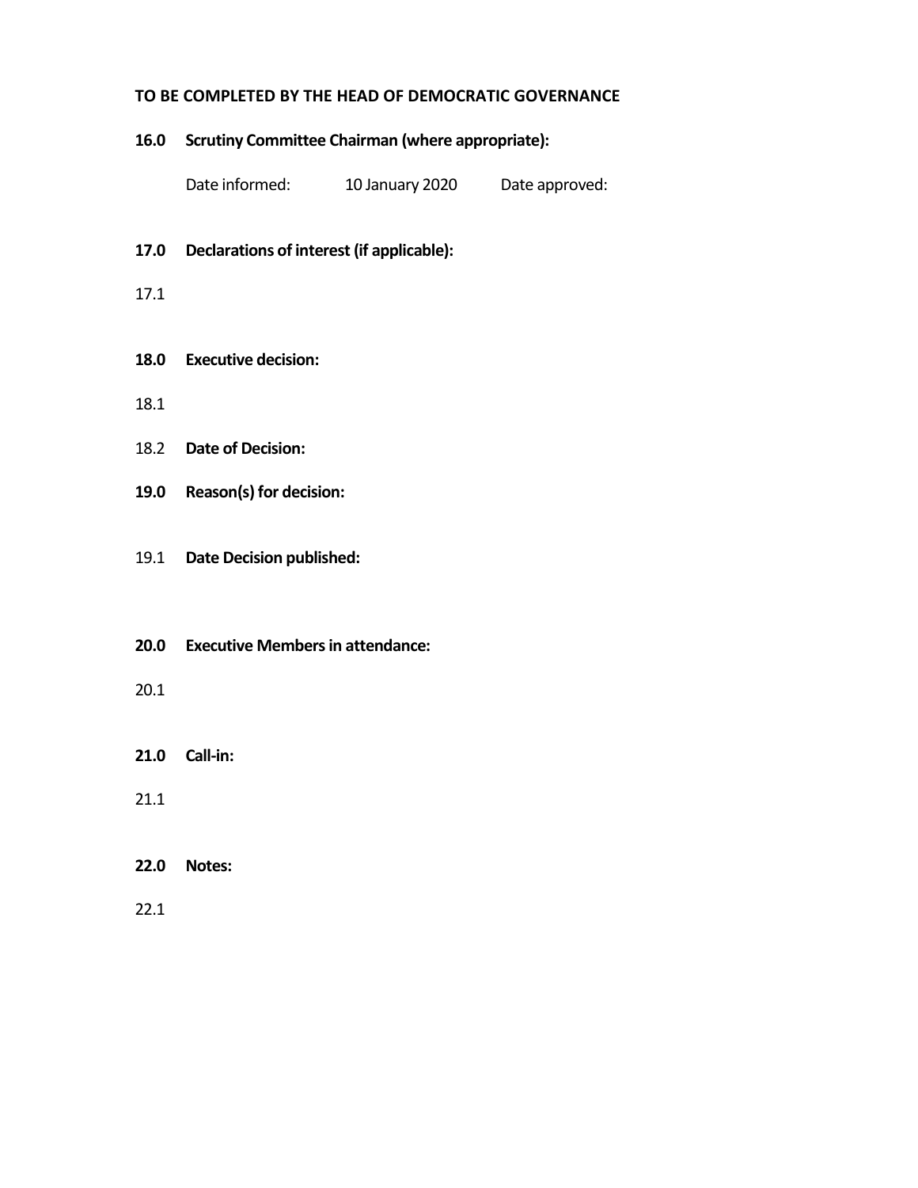**TO BE COMPLETED BY THE HEAD OF DEMOCRATIC GOVERNANCE**

**16.0 Scrutiny Committee Chairman (where appropriate):**

Date informed: 10 January 2020 Date approved:

**17.0 Declarations of interest (if applicable):**

17.1

**18.0 Executive decision:**

18.1

18.2 **Date of Decision:**

**19.0 Reason(s) for decision:**

19.1 **Date Decision published:**

**20.0 Executive Members in attendance:**

20.1

**21.0 Call-in:**

21.1

**22.0 Notes:**

22.1